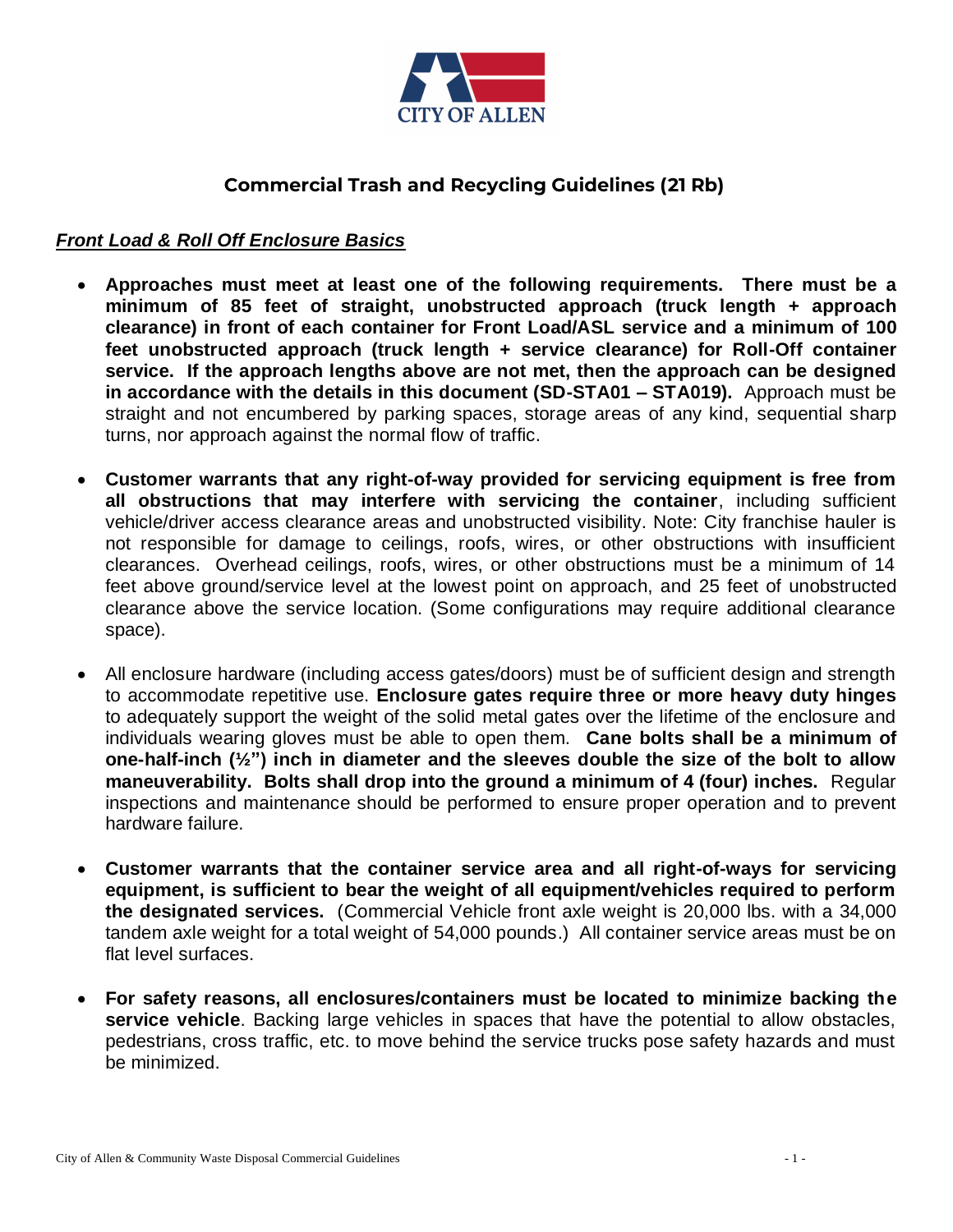## Commercial Trash and Recycling Guidelines (21 Rb)

### ***Front Load & Roll Off Enclosure Basics***

- **Approaches must meet at least one of the following requirements. There must be a minimum of 85 feet of straight, unobstructed approach (truck length + approach clearance) in front of each container for Front Load/ASL service and a minimum of 100 feet unobstructed approach (truck length + service clearance) for Roll-Off container service. If the approach lengths above are not met, then the approach can be designed in accordance with the details in this document (SD-STA01 – STA019).** Approach must be straight and not encumbered by parking spaces, storage areas of any kind, sequential sharp turns, nor approach against the normal flow of traffic.

- **Customer warrants that any right-of-way provided for servicing equipment is free from all obstructions that may interfere with servicing the container**, including sufficient vehicle/driver access clearance areas and unobstructed visibility. Note: City franchise hauler is not responsible for damage to ceilings, roofs, wires, or other obstructions with insufficient clearances. Overhead ceilings, roofs, wires, or other obstructions must be a minimum of 14 feet above ground/service level at the lowest point on approach, and 25 feet of unobstructed clearance above the service location. (Some configurations may require additional clearance space).

- All enclosure hardware (including access gates/doors) must be of sufficient design and strength to accommodate repetitive use. **Enclosure gates require three or more heavy duty hinges** to adequately support the weight of the solid metal gates over the lifetime of the enclosure and individuals wearing gloves must be able to open them. **Cane bolts shall be a minimum of one-half-inch (½") inch in diameter and the sleeves double the size of the bolt to allow maneuverability. Bolts shall drop into the ground a minimum of 4 (four) inches.** Regular inspections and maintenance should be performed to ensure proper operation and to prevent hardware failure.

- **Customer warrants that the container service area and all right-of-ways for servicing equipment, is sufficient to bear the weight of all equipment/vehicles required to perform the designated services.** (Commercial Vehicle front axle weight is 20,000 lbs. with a 34,000 tandem axle weight for a total weight of 54,000 pounds.) All container service areas must be on flat level surfaces.

- **For safety reasons, all enclosures/containers must be located to minimize backing the service vehicle**. Backing large vehicles in spaces that have the potential to allow obstacles, pedestrians, cross traffic, etc. to move behind the service trucks pose safety hazards and must be minimized.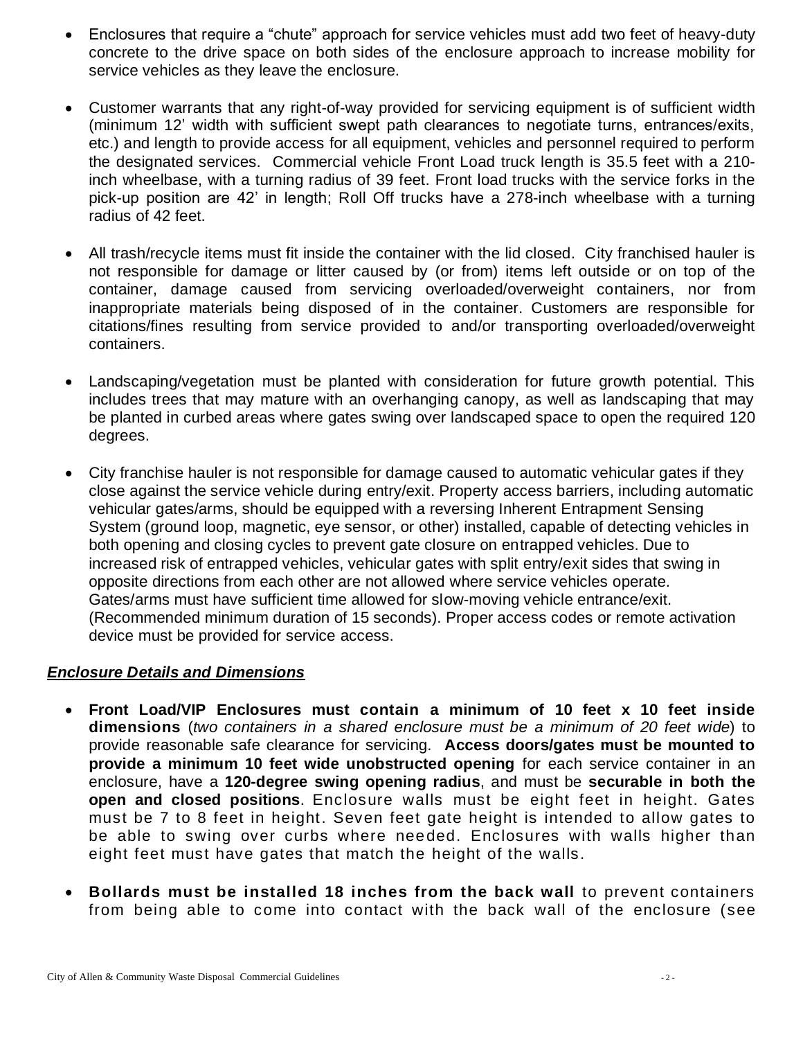- Enclosures that require a "chute" approach for service vehicles must add two feet of heavy-duty concrete to the drive space on both sides of the enclosure approach to increase mobility for service vehicles as they leave the enclosure.

- Customer warrants that any right-of-way provided for servicing equipment is of sufficient width (minimum 12' width with sufficient swept path clearances to negotiate turns, entrances/exits, etc.) and length to provide access for all equipment, vehicles and personnel required to perform the designated services. Commercial vehicle Front Load truck length is 35.5 feet with a 210-inch wheelbase, with a turning radius of 39 feet. Front load trucks with the service forks in the pick-up position are 42' in length; Roll Off trucks have a 278-inch wheelbase with a turning radius of 42 feet.

- All trash/recycle items must fit inside the container with the lid closed. City franchised hauler is not responsible for damage or litter caused by (or from) items left outside or on top of the container, damage caused from servicing overloaded/overweight containers, nor from inappropriate materials being disposed of in the container. Customers are responsible for citations/fines resulting from service provided to and/or transporting overloaded/overweight containers.

- Landscaping/vegetation must be planted with consideration for future growth potential. This includes trees that may mature with an overhanging canopy, as well as landscaping that may be planted in curbed areas where gates swing over landscaped space to open the required 120 degrees.

- City franchise hauler is not responsible for damage caused to automatic vehicular gates if they close against the service vehicle during entry/exit. Property access barriers, including automatic vehicular gates/arms, should be equipped with a reversing Inherent Entrapment Sensing System (ground loop, magnetic, eye sensor, or other) installed, capable of detecting vehicles in both opening and closing cycles to prevent gate closure on entrapped vehicles. Due to increased risk of entrapped vehicles, vehicular gates with split entry/exit sides that swing in opposite directions from each other are not allowed where service vehicles operate. Gates/arms must have sufficient time allowed for slow-moving vehicle entrance/exit. (Recommended minimum duration of 15 seconds). Proper access codes or remote activation device must be provided for service access.

***Enclosure Details and Dimensions***

- **Front Load/VIP Enclosures must contain a minimum of 10 feet x 10 feet inside dimensions** (*two containers in a shared enclosure must be a minimum of 20 feet wide*) to provide reasonable safe clearance for servicing. **Access doors/gates must be mounted to provide a minimum 10 feet wide unobstructed opening** for each service container in an enclosure, have a **120-degree swing opening radius**, and must be **securable in both the open and closed positions**. Enclosure walls must be eight feet in height. Gates must be 7 to 8 feet in height. Seven feet gate height is intended to allow gates to be able to swing over curbs where needed. Enclosures with walls higher than eight feet must have gates that match the height of the walls.

- **Bollards must be installed 18 inches from the back wall** to prevent containers from being able to come into contact with the back wall of the enclosure (see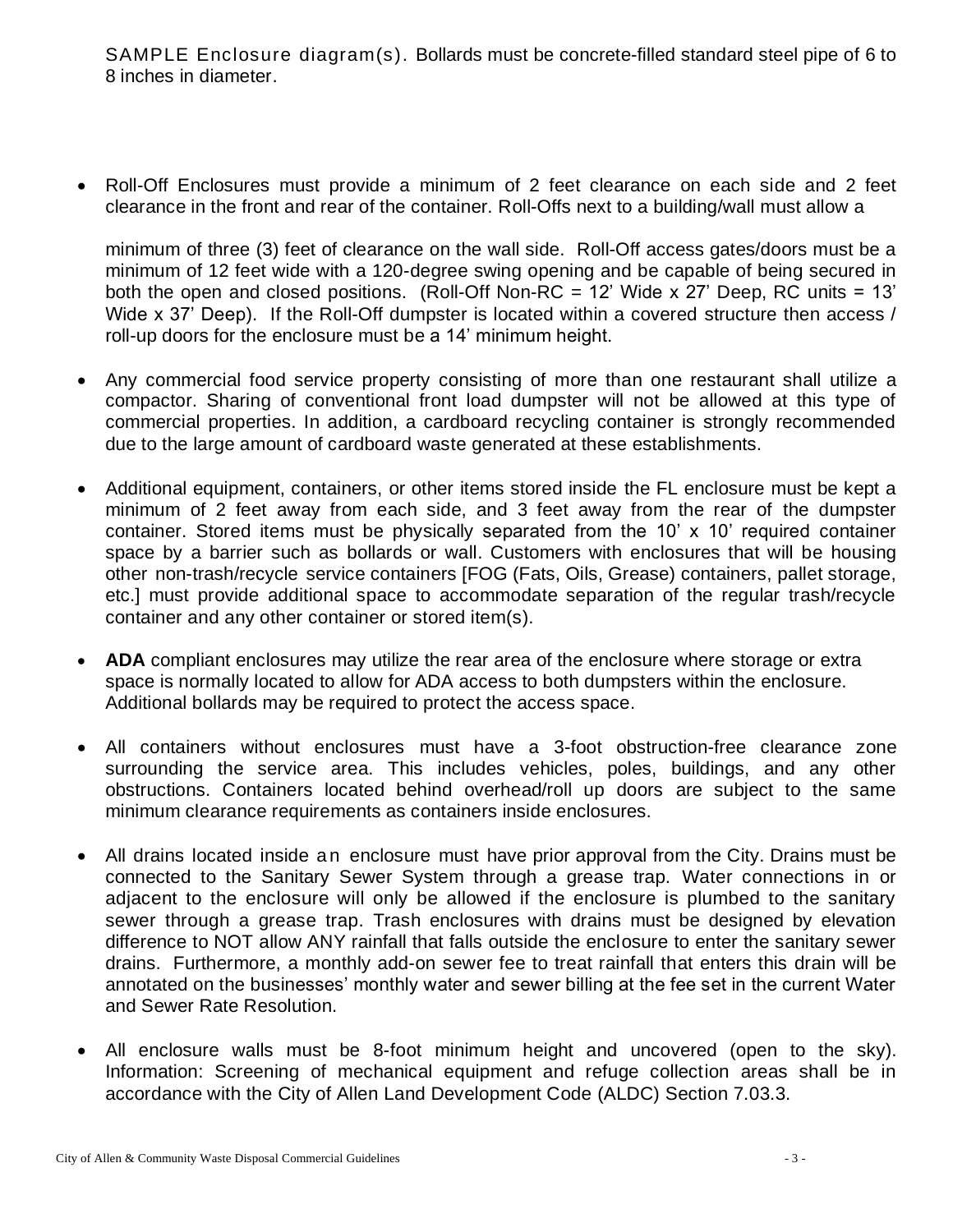SAMPLE Enclosure diagram(s). Bollards must be concrete-filled standard steel pipe of 6 to 8 inches in diameter.

- Roll-Off Enclosures must provide a minimum of 2 feet clearance on each side and 2 feet clearance in the front and rear of the container. Roll-Offs next to a building/wall must allow a

  minimum of three (3) feet of clearance on the wall side. Roll-Off access gates/doors must be a minimum of 12 feet wide with a 120-degree swing opening and be capable of being secured in both the open and closed positions. (Roll-Off Non-RC = 12' Wide x 27' Deep, RC units = 13' Wide x 37' Deep). If the Roll-Off dumpster is located within a covered structure then access / roll-up doors for the enclosure must be a 14' minimum height.

- Any commercial food service property consisting of more than one restaurant shall utilize a compactor. Sharing of conventional front load dumpster will not be allowed at this type of commercial properties. In addition, a cardboard recycling container is strongly recommended due to the large amount of cardboard waste generated at these establishments.

- Additional equipment, containers, or other items stored inside the FL enclosure must be kept a minimum of 2 feet away from each side, and 3 feet away from the rear of the dumpster container. Stored items must be physically separated from the 10' x 10' required container space by a barrier such as bollards or wall. Customers with enclosures that will be housing other non-trash/recycle service containers [FOG (Fats, Oils, Grease) containers, pallet storage, etc.] must provide additional space to accommodate separation of the regular trash/recycle container and any other container or stored item(s).

- **ADA** compliant enclosures may utilize the rear area of the enclosure where storage or extra space is normally located to allow for ADA access to both dumpsters within the enclosure. Additional bollards may be required to protect the access space.

- All containers without enclosures must have a 3-foot obstruction-free clearance zone surrounding the service area. This includes vehicles, poles, buildings, and any other obstructions. Containers located behind overhead/roll up doors are subject to the same minimum clearance requirements as containers inside enclosures.

- All drains located inside an enclosure must have prior approval from the City. Drains must be connected to the Sanitary Sewer System through a grease trap. Water connections in or adjacent to the enclosure will only be allowed if the enclosure is plumbed to the sanitary sewer through a grease trap. Trash enclosures with drains must be designed by elevation difference to NOT allow ANY rainfall that falls outside the enclosure to enter the sanitary sewer drains. Furthermore, a monthly add-on sewer fee to treat rainfall that enters this drain will be annotated on the businesses' monthly water and sewer billing at the fee set in the current Water and Sewer Rate Resolution.

- All enclosure walls must be 8-foot minimum height and uncovered (open to the sky). Information: Screening of mechanical equipment and refuge collection areas shall be in accordance with the City of Allen Land Development Code (ALDC) Section 7.03.3.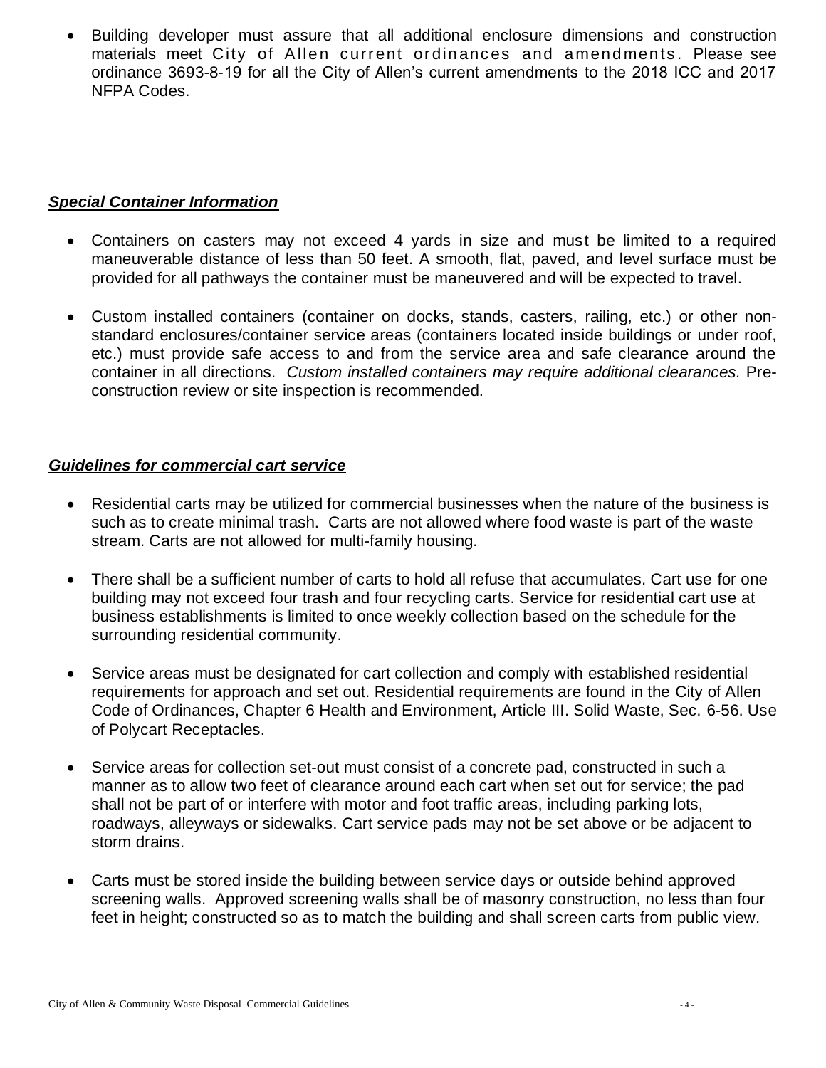- Building developer must assure that all additional enclosure dimensions and construction materials meet City of Allen current ordinances and amendments. Please see ordinance 3693-8-19 for all the City of Allen's current amendments to the 2018 ICC and 2017 NFPA Codes.

***Special Container Information***

- Containers on casters may not exceed 4 yards in size and must be limited to a required maneuverable distance of less than 50 feet. A smooth, flat, paved, and level surface must be provided for all pathways the container must be maneuvered and will be expected to travel.

- Custom installed containers (container on docks, stands, casters, railing, etc.) or other non-standard enclosures/container service areas (containers located inside buildings or under roof, etc.) must provide safe access to and from the service area and safe clearance around the container in all directions. *Custom installed containers may require additional clearances.* Pre-construction review or site inspection is recommended.

***Guidelines for commercial cart service***

- Residential carts may be utilized for commercial businesses when the nature of the business is such as to create minimal trash. Carts are not allowed where food waste is part of the waste stream. Carts are not allowed for multi-family housing.

- There shall be a sufficient number of carts to hold all refuse that accumulates. Cart use for one building may not exceed four trash and four recycling carts. Service for residential cart use at business establishments is limited to once weekly collection based on the schedule for the surrounding residential community.

- Service areas must be designated for cart collection and comply with established residential requirements for approach and set out. Residential requirements are found in the City of Allen Code of Ordinances, Chapter 6 Health and Environment, Article III. Solid Waste, Sec. 6-56. Use of Polycart Receptacles.

- Service areas for collection set-out must consist of a concrete pad, constructed in such a manner as to allow two feet of clearance around each cart when set out for service; the pad shall not be part of or interfere with motor and foot traffic areas, including parking lots, roadways, alleyways or sidewalks. Cart service pads may not be set above or be adjacent to storm drains.

- Carts must be stored inside the building between service days or outside behind approved screening walls. Approved screening walls shall be of masonry construction, no less than four feet in height; constructed so as to match the building and shall screen carts from public view.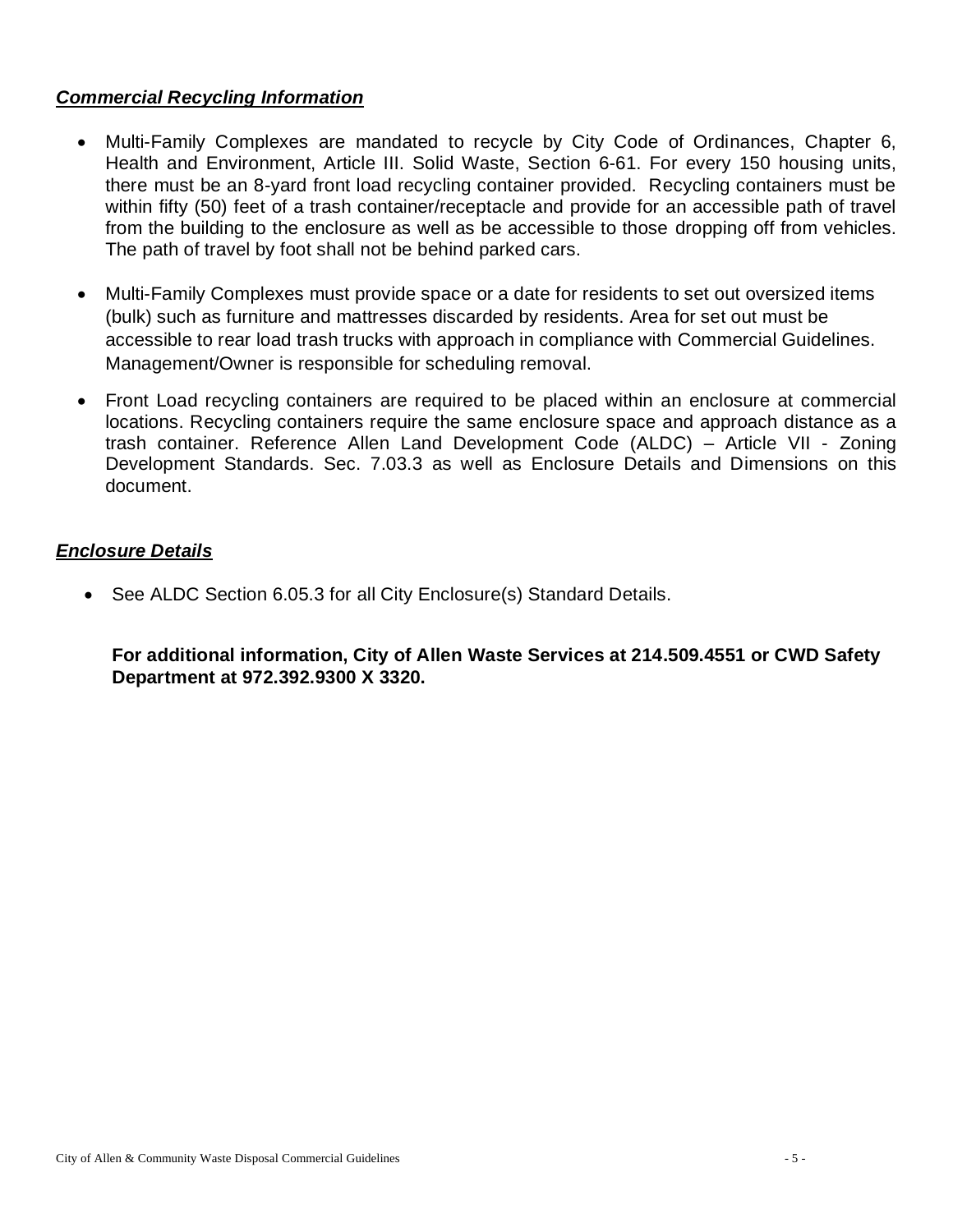***Commercial Recycling Information***

- Multi-Family Complexes are mandated to recycle by City Code of Ordinances, Chapter 6, Health and Environment, Article III. Solid Waste, Section 6-61. For every 150 housing units, there must be an 8-yard front load recycling container provided. Recycling containers must be within fifty (50) feet of a trash container/receptacle and provide for an accessible path of travel from the building to the enclosure as well as be accessible to those dropping off from vehicles. The path of travel by foot shall not be behind parked cars.

- Multi-Family Complexes must provide space or a date for residents to set out oversized items (bulk) such as furniture and mattresses discarded by residents. Area for set out must be accessible to rear load trash trucks with approach in compliance with Commercial Guidelines. Management/Owner is responsible for scheduling removal.

- Front Load recycling containers are required to be placed within an enclosure at commercial locations. Recycling containers require the same enclosure space and approach distance as a trash container. Reference Allen Land Development Code (ALDC) – Article VII - Zoning Development Standards. Sec. 7.03.3 as well as Enclosure Details and Dimensions on this document.

***Enclosure Details***

- See ALDC Section 6.05.3 for all City Enclosure(s) Standard Details.

**For additional information, City of Allen Waste Services at 214.509.4551 or CWD Safety Department at 972.392.9300 X 3320.**